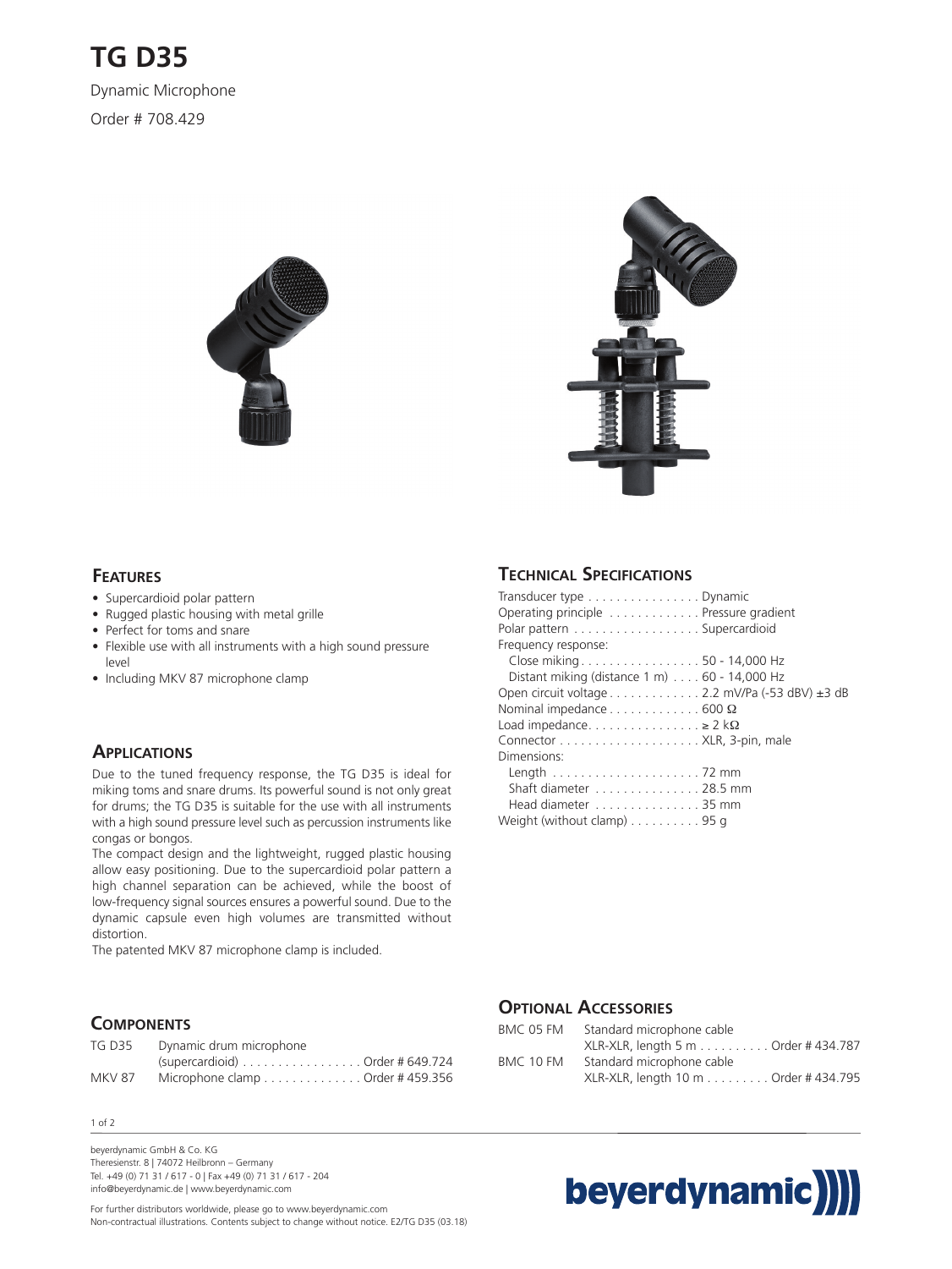# TG D35

Dynamic Microphone

Order # 708.429

## Features

- Supercardioid polar pattern
- Rugged plastic housing with metal grille
- Perfect for toms and snare
- Flexible use with all instruments with a high sound pressure level
- Including MKV 87 microphone clamp

## Applications

Due to the tuned frequency response, the TG D35 is ideal for miking toms and snare drums. Its powerful sound is not only great for drums; the TG D35 is suitable for the use with all instruments with a high sound pressure level such as percussion instruments like congas or bongos.

The compact design and the lightweight, rugged plastic housing allow easy positioning. Due to the supercardioid polar pattern a high channel separation can be achieved, while the boost of low-frequency signal sources ensures a powerful sound. Due to the dynamic capsule even high volumes are transmitted without distortion.

The patented MKV 87 microphone clamp is included.

## Technical Specifications

| | |
|---|---|
| Transducer type | Dynamic |
| Operating principle | Pressure gradient |
| Polar pattern | Supercardioid |
| Frequency response: | |
| Close miking | 50 - 14,000 Hz |
| Distant miking (distance 1 m) | 60 - 14,000 Hz |
| Open circuit voltage | 2.2 mV/Pa (-53 dBV) ±3 dB |
| Nominal impedance | 600 Ω |
| Load impedance | ≥ 2 kΩ |
| Connector | XLR, 3-pin, male |
| Dimensions: | |
| Length | 72 mm |
| Shaft diameter | 28.5 mm |
| Head diameter | 35 mm |
| Weight (without clamp) | 95 g |

## Components

| | | |
|---|---|---|
| TG D35 | Dynamic drum microphone (supercardioid) | Order # 649.724 |
| MKV 87 | Microphone clamp | Order # 459.356 |

## Optional Accessories

| | | |
|---|---|---|
| BMC 05 FM | Standard microphone cable XLR-XLR, length 5 m | Order # 434.787 |
| BMC 10 FM | Standard microphone cable XLR-XLR, length 10 m | Order # 434.795 |

beyerdynamic GmbH & Co. KG
Theresienstr. 8 | 74072 Heilbronn – Germany
Tel. +49 (0) 71 31 / 617 - 0 | Fax +49 (0) 71 31 / 617 - 204
info@beyerdynamic.de | www.beyerdynamic.com

For further distributors worldwide, please go to www.beyerdynamic.com
Non-contractual illustrations. Contents subject to change without notice. E2/TG D35 (03.18)

beyerdynamic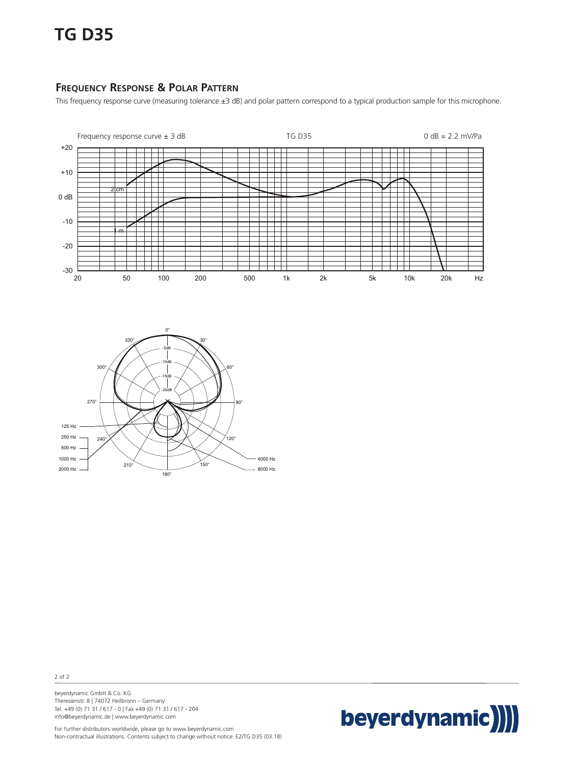# TG D35

## Frequency Response & Polar Pattern

This frequency response curve (measuring tolerance ±3 dB) and polar pattern correspond to a typical production sample for this microphone.

Frequency response curve ± 3 dB

TG D35

0 dB = 2.2 mV/Pa

+20
+10
0 dB
-10
-20
-30

20 50 100 200 500 1k 2k 5k 10k 20k Hz

2 cm

1 m

0°
30°
60°
90°
120°
150°
180°
210°
240°
270°
300°
330°

-5dB
-10dB
-15dB
-20dB

125 Hz
250 Hz
500 Hz
1000 Hz
2000 Hz

4000 Hz
8000 Hz

beyerdynamic GmbH & Co. KG
Theresienstr. 8 | 74072 Heilbronn – Germany
Tel. +49 (0) 71 31 / 617 - 0 | Fax +49 (0) 71 31 / 617 - 204
info@beyerdynamic.de | www.beyerdynamic.com

For further distributors worldwide, please go to www.beyerdynamic.com
Non-contractual illustrations. Contents subject to change without notice. E2/TG D35 (03.18)

beyerdynamic